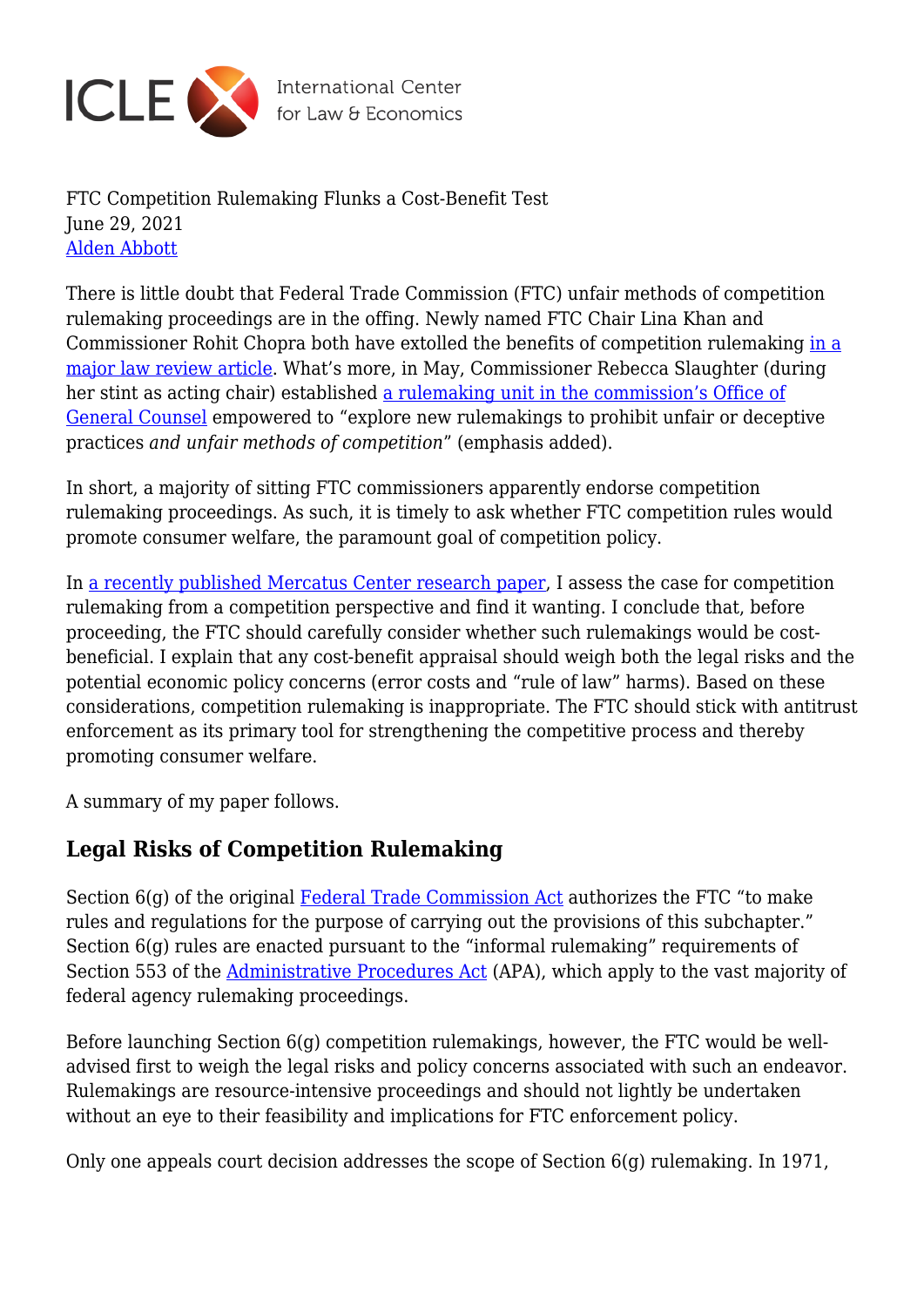FTC Competition Rulemaking Flunks a Cost-Benefit Test
June 29, 2021
[Alden Abbott](#)

There is little doubt that Federal Trade Commission (FTC) unfair methods of competition rulemaking proceedings are in the offing. Newly named FTC Chair Lina Khan and Commissioner Rohit Chopra both have extolled the benefits of competition rulemaking [in a major law review article](#). What's more, in May, Commissioner Rebecca Slaughter (during her stint as acting chair) established [a rulemaking unit in the commission's Office of General Counsel](#) empowered to "explore new rulemakings to prohibit unfair or deceptive practices *and unfair methods of competition*" (emphasis added).

In short, a majority of sitting FTC commissioners apparently endorse competition rulemaking proceedings. As such, it is timely to ask whether FTC competition rules would promote consumer welfare, the paramount goal of competition policy.

In [a recently published Mercatus Center research paper](#), I assess the case for competition rulemaking from a competition perspective and find it wanting. I conclude that, before proceeding, the FTC should carefully consider whether such rulemakings would be cost-beneficial. I explain that any cost-benefit appraisal should weigh both the legal risks and the potential economic policy concerns (error costs and "rule of law" harms). Based on these considerations, competition rulemaking is inappropriate. The FTC should stick with antitrust enforcement as its primary tool for strengthening the competitive process and thereby promoting consumer welfare.

A summary of my paper follows.

## Legal Risks of Competition Rulemaking

Section 6(g) of the original [Federal Trade Commission Act](#) authorizes the FTC "to make rules and regulations for the purpose of carrying out the provisions of this subchapter." Section 6(g) rules are enacted pursuant to the "informal rulemaking" requirements of Section 553 of the [Administrative Procedures Act](#) (APA), which apply to the vast majority of federal agency rulemaking proceedings.

Before launching Section 6(g) competition rulemakings, however, the FTC would be well-advised first to weigh the legal risks and policy concerns associated with such an endeavor. Rulemakings are resource-intensive proceedings and should not lightly be undertaken without an eye to their feasibility and implications for FTC enforcement policy.

Only one appeals court decision addresses the scope of Section 6(g) rulemaking. In 1971,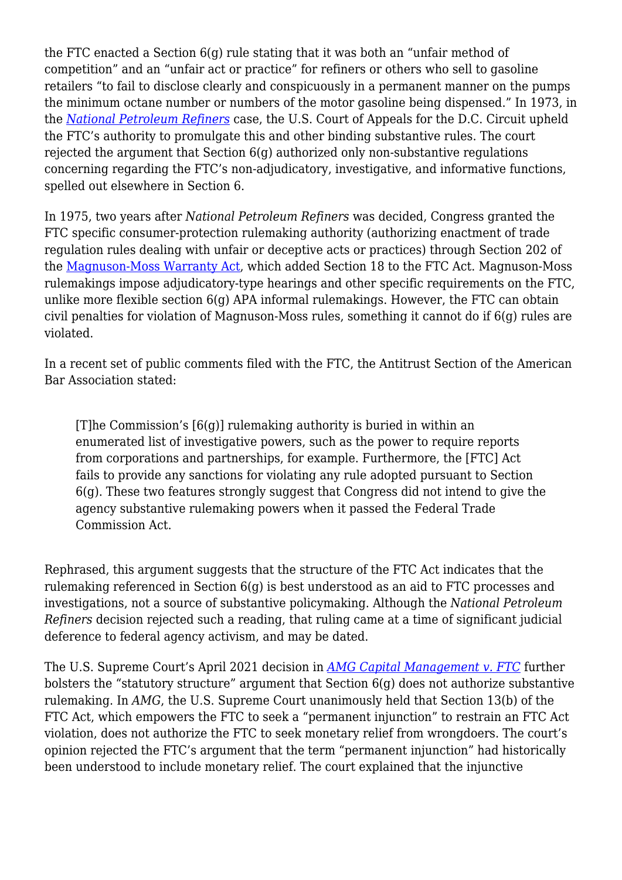the FTC enacted a Section 6(g) rule stating that it was both an "unfair method of competition" and an "unfair act or practice" for refiners or others who sell to gasoline retailers "to fail to disclose clearly and conspicuously in a permanent manner on the pumps the minimum octane number or numbers of the motor gasoline being dispensed." In 1973, in the *National Petroleum Refiners* case, the U.S. Court of Appeals for the D.C. Circuit upheld the FTC's authority to promulgate this and other binding substantive rules. The court rejected the argument that Section 6(g) authorized only non-substantive regulations concerning regarding the FTC's non-adjudicatory, investigative, and informative functions, spelled out elsewhere in Section 6.

In 1975, two years after *National Petroleum Refiners* was decided, Congress granted the FTC specific consumer-protection rulemaking authority (authorizing enactment of trade regulation rules dealing with unfair or deceptive acts or practices) through Section 202 of the Magnuson-Moss Warranty Act, which added Section 18 to the FTC Act. Magnuson-Moss rulemakings impose adjudicatory-type hearings and other specific requirements on the FTC, unlike more flexible section 6(g) APA informal rulemakings. However, the FTC can obtain civil penalties for violation of Magnuson-Moss rules, something it cannot do if 6(g) rules are violated.

In a recent set of public comments filed with the FTC, the Antitrust Section of the American Bar Association stated:

> [T]he Commission's [6(g)] rulemaking authority is buried in within an enumerated list of investigative powers, such as the power to require reports from corporations and partnerships, for example. Furthermore, the [FTC] Act fails to provide any sanctions for violating any rule adopted pursuant to Section 6(g). These two features strongly suggest that Congress did not intend to give the agency substantive rulemaking powers when it passed the Federal Trade Commission Act.

Rephrased, this argument suggests that the structure of the FTC Act indicates that the rulemaking referenced in Section 6(g) is best understood as an aid to FTC processes and investigations, not a source of substantive policymaking. Although the *National Petroleum Refiners* decision rejected such a reading, that ruling came at a time of significant judicial deference to federal agency activism, and may be dated.

The U.S. Supreme Court's April 2021 decision in *AMG Capital Management v. FTC* further bolsters the "statutory structure" argument that Section 6(g) does not authorize substantive rulemaking. In *AMG*, the U.S. Supreme Court unanimously held that Section 13(b) of the FTC Act, which empowers the FTC to seek a "permanent injunction" to restrain an FTC Act violation, does not authorize the FTC to seek monetary relief from wrongdoers. The court's opinion rejected the FTC's argument that the term "permanent injunction" had historically been understood to include monetary relief. The court explained that the injunctive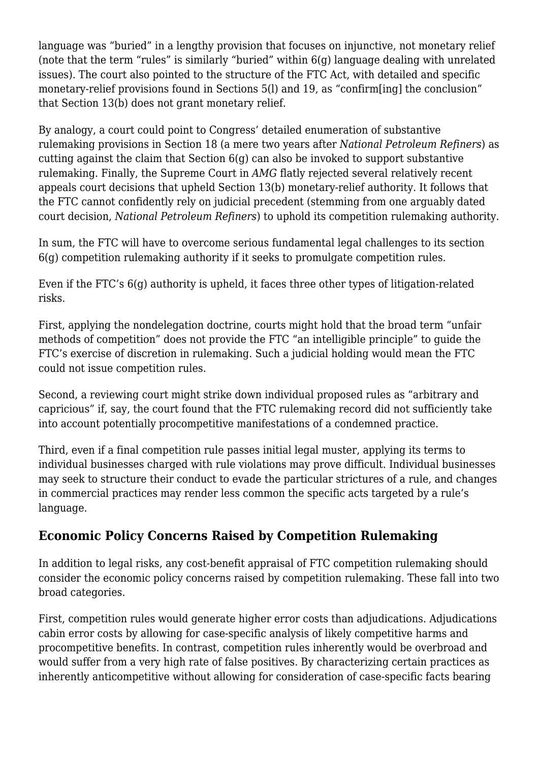language was "buried" in a lengthy provision that focuses on injunctive, not monetary relief (note that the term "rules" is similarly "buried" within 6(g) language dealing with unrelated issues). The court also pointed to the structure of the FTC Act, with detailed and specific monetary-relief provisions found in Sections 5(l) and 19, as "confirm[ing] the conclusion" that Section 13(b) does not grant monetary relief.

By analogy, a court could point to Congress' detailed enumeration of substantive rulemaking provisions in Section 18 (a mere two years after *National Petroleum Refiners*) as cutting against the claim that Section 6(g) can also be invoked to support substantive rulemaking. Finally, the Supreme Court in *AMG* flatly rejected several relatively recent appeals court decisions that upheld Section 13(b) monetary-relief authority. It follows that the FTC cannot confidently rely on judicial precedent (stemming from one arguably dated court decision, *National Petroleum Refiners*) to uphold its competition rulemaking authority.

In sum, the FTC will have to overcome serious fundamental legal challenges to its section 6(g) competition rulemaking authority if it seeks to promulgate competition rules.

Even if the FTC's 6(g) authority is upheld, it faces three other types of litigation-related risks.

First, applying the nondelegation doctrine, courts might hold that the broad term "unfair methods of competition" does not provide the FTC "an intelligible principle" to guide the FTC's exercise of discretion in rulemaking. Such a judicial holding would mean the FTC could not issue competition rules.

Second, a reviewing court might strike down individual proposed rules as "arbitrary and capricious" if, say, the court found that the FTC rulemaking record did not sufficiently take into account potentially procompetitive manifestations of a condemned practice.

Third, even if a final competition rule passes initial legal muster, applying its terms to individual businesses charged with rule violations may prove difficult. Individual businesses may seek to structure their conduct to evade the particular strictures of a rule, and changes in commercial practices may render less common the specific acts targeted by a rule's language.

## Economic Policy Concerns Raised by Competition Rulemaking

In addition to legal risks, any cost-benefit appraisal of FTC competition rulemaking should consider the economic policy concerns raised by competition rulemaking. These fall into two broad categories.

First, competition rules would generate higher error costs than adjudications. Adjudications cabin error costs by allowing for case-specific analysis of likely competitive harms and procompetitive benefits. In contrast, competition rules inherently would be overbroad and would suffer from a very high rate of false positives. By characterizing certain practices as inherently anticompetitive without allowing for consideration of case-specific facts bearing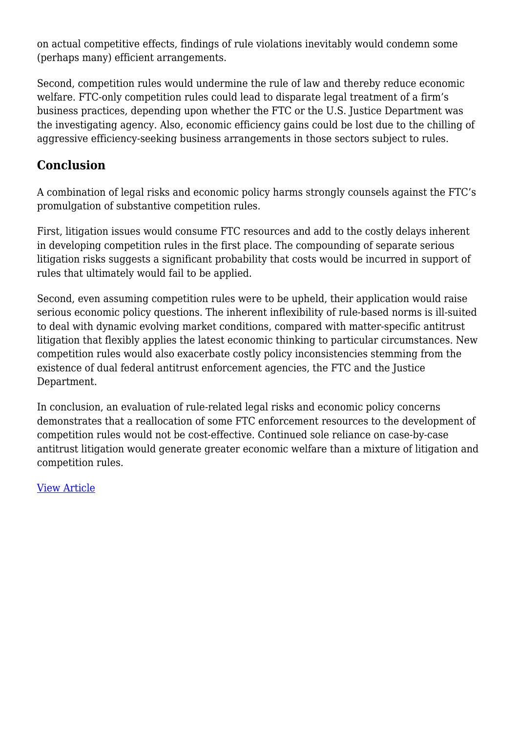on actual competitive effects, findings of rule violations inevitably would condemn some (perhaps many) efficient arrangements.

Second, competition rules would undermine the rule of law and thereby reduce economic welfare. FTC-only competition rules could lead to disparate legal treatment of a firm's business practices, depending upon whether the FTC or the U.S. Justice Department was the investigating agency. Also, economic efficiency gains could be lost due to the chilling of aggressive efficiency-seeking business arrangements in those sectors subject to rules.

## Conclusion

A combination of legal risks and economic policy harms strongly counsels against the FTC's promulgation of substantive competition rules.

First, litigation issues would consume FTC resources and add to the costly delays inherent in developing competition rules in the first place. The compounding of separate serious litigation risks suggests a significant probability that costs would be incurred in support of rules that ultimately would fail to be applied.

Second, even assuming competition rules were to be upheld, their application would raise serious economic policy questions. The inherent inflexibility of rule-based norms is ill-suited to deal with dynamic evolving market conditions, compared with matter-specific antitrust litigation that flexibly applies the latest economic thinking to particular circumstances. New competition rules would also exacerbate costly policy inconsistencies stemming from the existence of dual federal antitrust enforcement agencies, the FTC and the Justice Department.

In conclusion, an evaluation of rule-related legal risks and economic policy concerns demonstrates that a reallocation of some FTC enforcement resources to the development of competition rules would not be cost-effective. Continued sole reliance on case-by-case antitrust litigation would generate greater economic welfare than a mixture of litigation and competition rules.

View Article